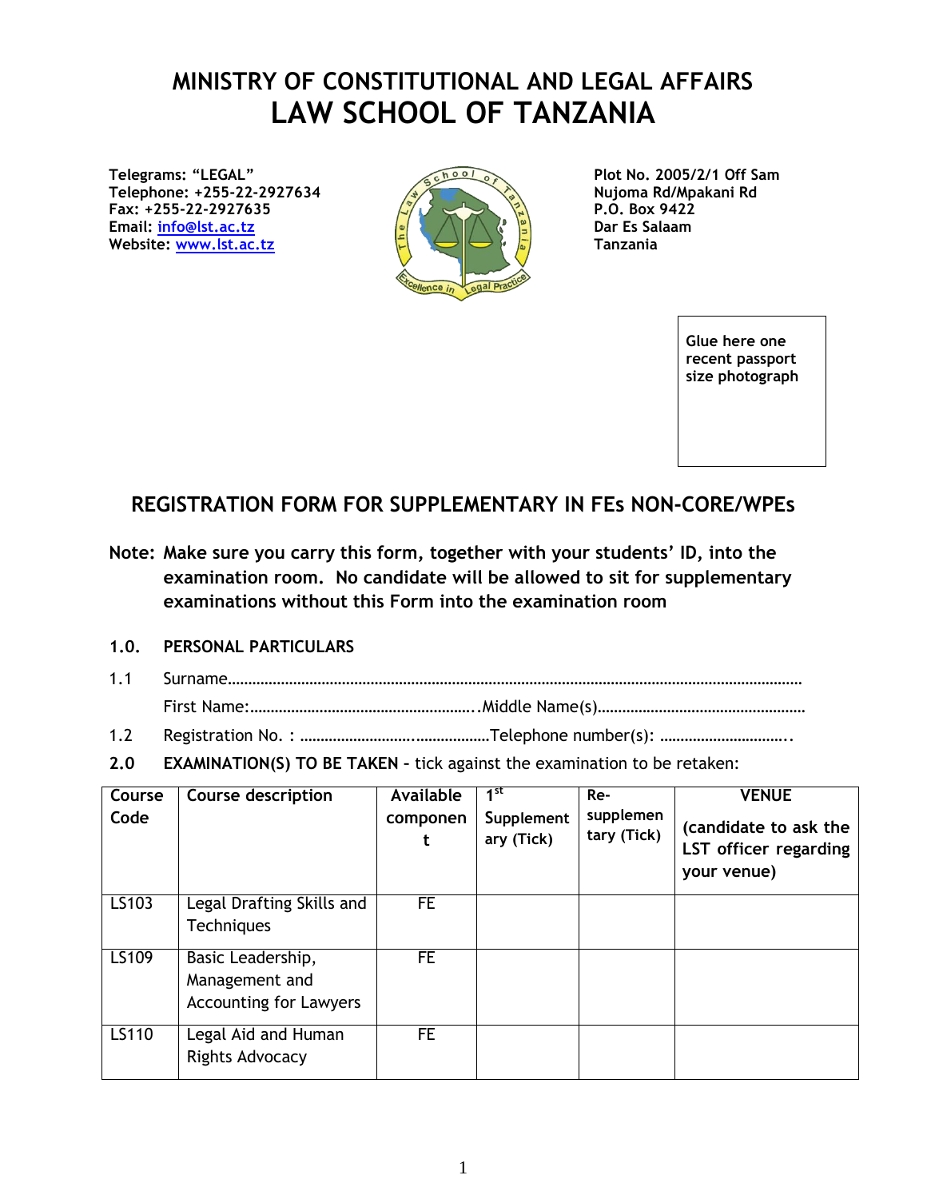# MINISTRY OF CONSTITUTIONAL AND LEGAL AFFAIRS
# LAW SCHOOL OF TANZANIA

**Telegrams: "LEGAL"**
**Telephone: +255-22-2927634**
**Fax: +255-22-2927635**
**Email: info@lst.ac.tz**
**Website: www.lst.ac.tz**

**Plot No. 2005/2/1 Off Sam Nujoma Rd/Mpakani Rd**
**P.O. Box 9422**
**Dar Es Salaam**
**Tanzania**

**Glue here one recent passport size photograph**

## REGISTRATION FORM FOR SUPPLEMENTARY IN FEs NON-CORE/WPEs

**Note: Make sure you carry this form, together with your students' ID, into the examination room. No candidate will be allowed to sit for supplementary examinations without this Form into the examination room**

**1.0. PERSONAL PARTICULARS**

1.1 Surname……………………………………………………………………………………………………………………

First Name:…………………………………………….. .Middle Name(s)……………………………………………

1.2 Registration No. : ……………………..………………Telephone number(s): …………………………..

**2.0 EXAMINATION(S) TO BE TAKEN** – tick against the examination to be retaken:

| Course Code | Course description | Available component | 1st Supplementary (Tick) | Re-supplementary (Tick) | VENUE (candidate to ask the LST officer regarding your venue) |
|---|---|---|---|---|---|
| LS103 | Legal Drafting Skills and Techniques | FE | | | |
| LS109 | Basic Leadership, Management and Accounting for Lawyers | FE | | | |
| LS110 | Legal Aid and Human Rights Advocacy | FE | | | |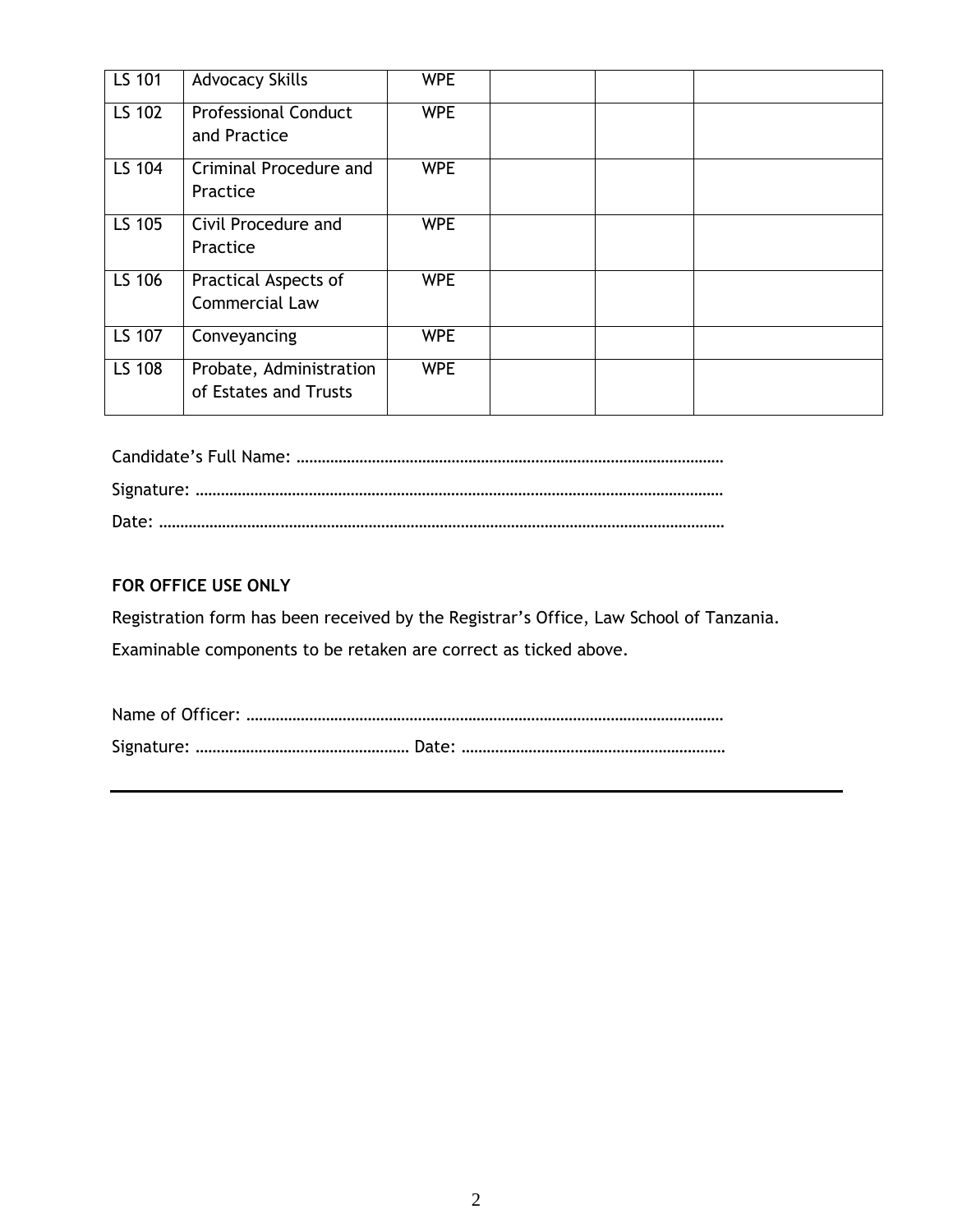| | | | | | |
|---|---|---|---|---|---|
| LS 101 | Advocacy Skills | WPE | | | |
| LS 102 | Professional Conduct and Practice | WPE | | | |
| LS 104 | Criminal Procedure and Practice | WPE | | | |
| LS 105 | Civil Procedure and Practice | WPE | | | |
| LS 106 | Practical Aspects of Commercial Law | WPE | | | |
| LS 107 | Conveyancing | WPE | | | |
| LS 108 | Probate, Administration of Estates and Trusts | WPE | | | |

Candidate's Full Name: …………………………………………………………………………………………

Signature: ………………………………………………………………………………………………………

Date: ……………………………………………………………………………………………………………

**FOR OFFICE USE ONLY**

Registration form has been received by the Registrar's Office, Law School of Tanzania.

Examinable components to be retaken are correct as ticked above.

Name of Officer: ……………………………………………………………………………………………

Signature: …………………………………………… Date: ………………………………………………………